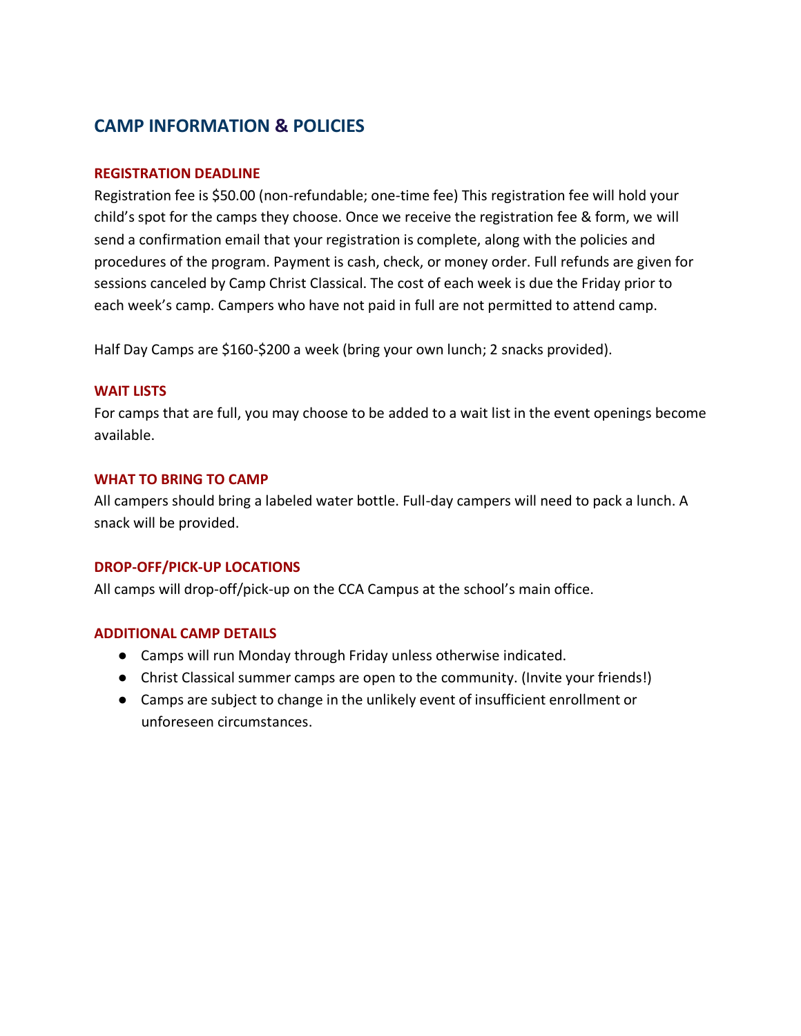# CAMP INFORMATION & POLICIES

## REGISTRATION DEADLINE

Registration fee is $50.00 (non-refundable; one-time fee) This registration fee will hold your child's spot for the camps they choose. Once we receive the registration fee & form, we will send a confirmation email that your registration is complete, along with the policies and procedures of the program. Payment is cash, check, or money order. Full refunds are given for sessions canceled by Camp Christ Classical. The cost of each week is due the Friday prior to each week's camp. Campers who have not paid in full are not permitted to attend camp.

Half Day Camps are $160-$200 a week (bring your own lunch; 2 snacks provided).

## WAIT LISTS

For camps that are full, you may choose to be added to a wait list in the event openings become available.

## WHAT TO BRING TO CAMP

All campers should bring a labeled water bottle. Full-day campers will need to pack a lunch. A snack will be provided.

## DROP-OFF/PICK-UP LOCATIONS

All camps will drop-off/pick-up on the CCA Campus at the school's main office.

## ADDITIONAL CAMP DETAILS

- Camps will run Monday through Friday unless otherwise indicated.
- Christ Classical summer camps are open to the community. (Invite your friends!)
- Camps are subject to change in the unlikely event of insufficient enrollment or unforeseen circumstances.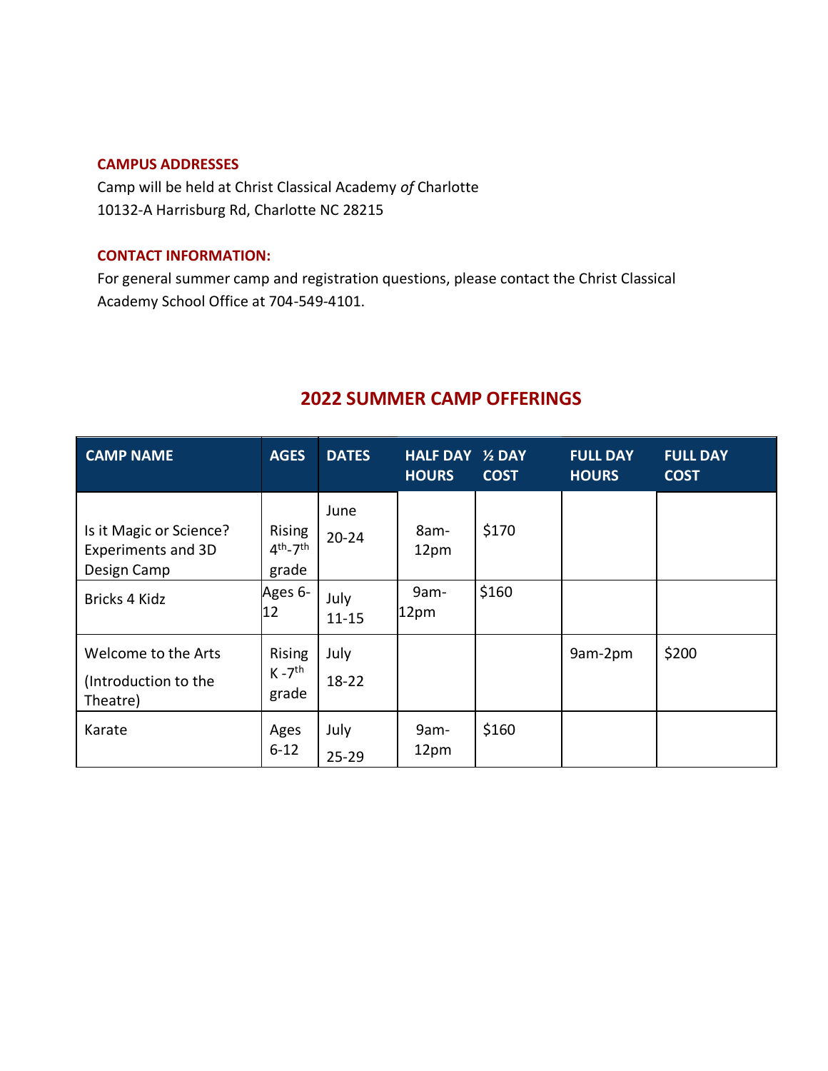**CAMPUS ADDRESSES**

Camp will be held at Christ Classical Academy *of* Charlotte
10132-A Harrisburg Rd, Charlotte NC 28215

**CONTACT INFORMATION:**

For general summer camp and registration questions, please contact the Christ Classical Academy School Office at 704-549-4101.

## 2022 SUMMER CAMP OFFERINGS

| CAMP NAME | AGES | DATES | HALF DAY HOURS | ½ DAY COST | FULL DAY HOURS | FULL DAY COST |
|---|---|---|---|---|---|---|
| Is it Magic or Science? Experiments and 3D Design Camp | Rising 4th-7th grade | June 20-24 | 8am-12pm | $170 | | |
| Bricks 4 Kidz | Ages 6-12 | July 11-15 | 9am-12pm | $160 | | |
| Welcome to the Arts (Introduction to the Theatre) | Rising K -7th grade | July 18-22 | | | 9am-2pm | $200 |
| Karate | Ages 6-12 | July 25-29 | 9am-12pm | $160 | | |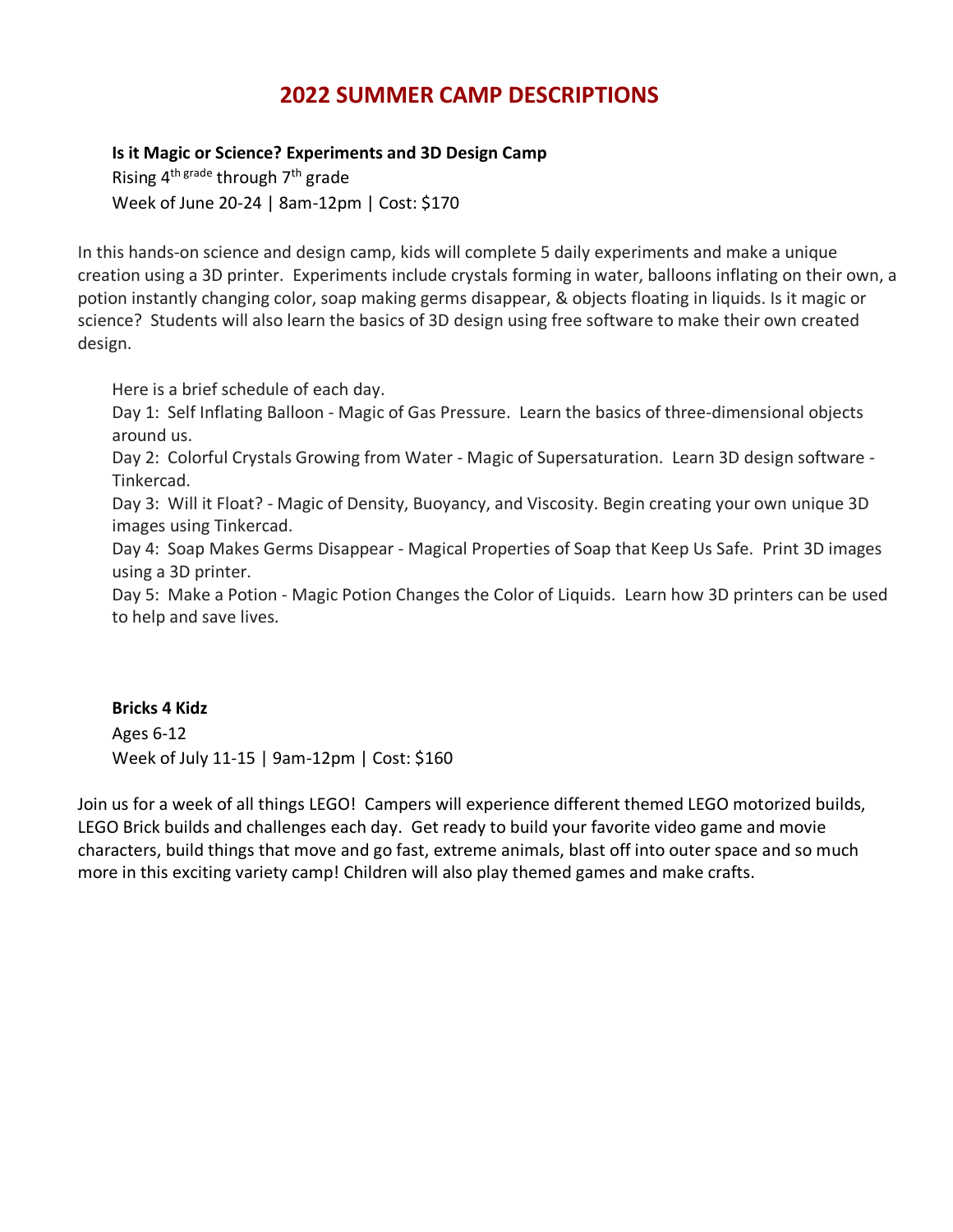# 2022 SUMMER CAMP DESCRIPTIONS

**Is it Magic or Science? Experiments and 3D Design Camp**

Rising 4th grade through 7th grade

Week of June 20-24 | 8am-12pm | Cost: $170

In this hands-on science and design camp, kids will complete 5 daily experiments and make a unique creation using a 3D printer. Experiments include crystals forming in water, balloons inflating on their own, a potion instantly changing color, soap making germs disappear, & objects floating in liquids. Is it magic or science? Students will also learn the basics of 3D design using free software to make their own created design.

Here is a brief schedule of each day.

Day 1: Self Inflating Balloon - Magic of Gas Pressure. Learn the basics of three-dimensional objects around us.

Day 2: Colorful Crystals Growing from Water - Magic of Supersaturation. Learn 3D design software - Tinkercad.

Day 3: Will it Float? - Magic of Density, Buoyancy, and Viscosity. Begin creating your own unique 3D images using Tinkercad.

Day 4: Soap Makes Germs Disappear - Magical Properties of Soap that Keep Us Safe. Print 3D images using a 3D printer.

Day 5: Make a Potion - Magic Potion Changes the Color of Liquids. Learn how 3D printers can be used to help and save lives.

**Bricks 4 Kidz**

Ages 6-12

Week of July 11-15 | 9am-12pm | Cost: $160

Join us for a week of all things LEGO! Campers will experience different themed LEGO motorized builds, LEGO Brick builds and challenges each day. Get ready to build your favorite video game and movie characters, build things that move and go fast, extreme animals, blast off into outer space and so much more in this exciting variety camp! Children will also play themed games and make crafts.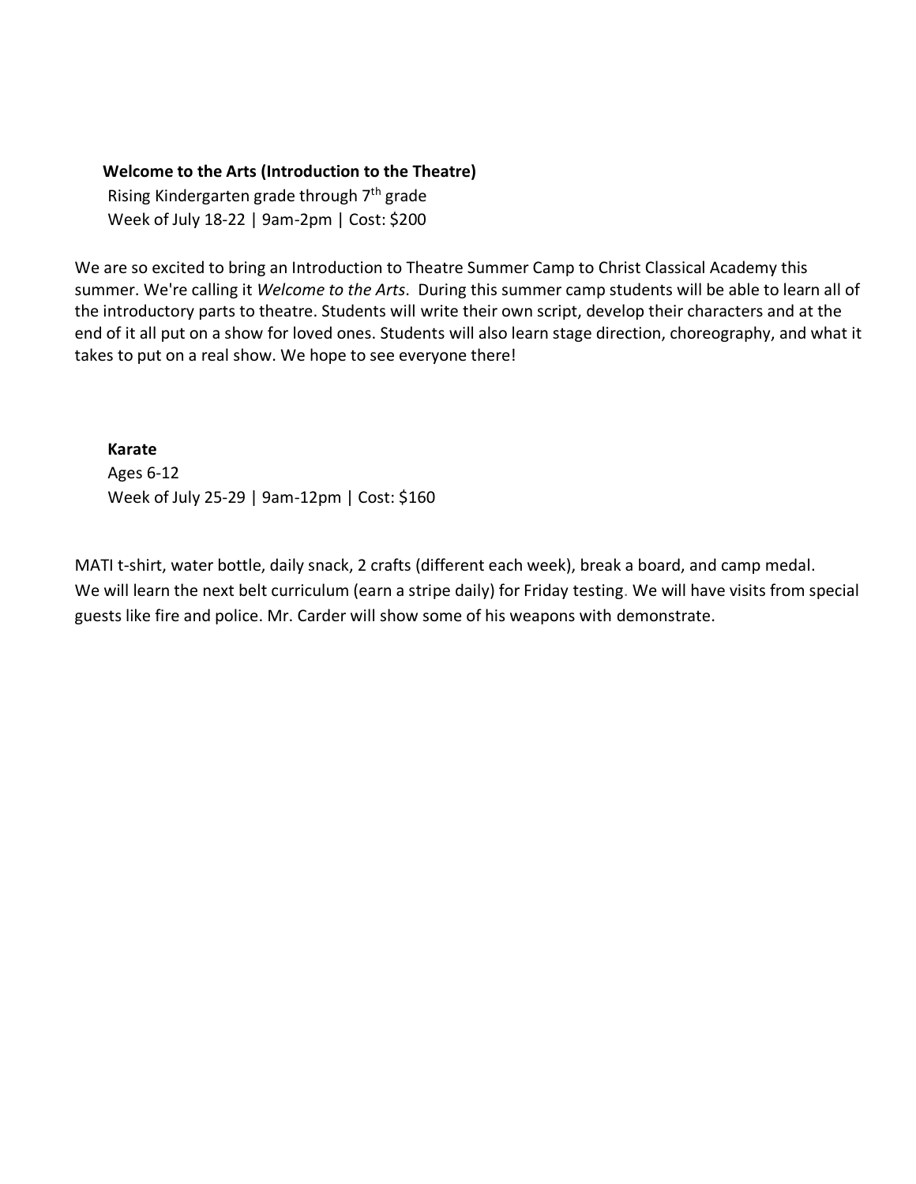**Welcome to the Arts (Introduction to the Theatre)**
Rising Kindergarten grade through 7th grade
Week of July 18-22 | 9am-2pm | Cost: $200

We are so excited to bring an Introduction to Theatre Summer Camp to Christ Classical Academy this summer. We're calling it *Welcome to the Arts*. During this summer camp students will be able to learn all of the introductory parts to theatre. Students will write their own script, develop their characters and at the end of it all put on a show for loved ones. Students will also learn stage direction, choreography, and what it takes to put on a real show. We hope to see everyone there!

**Karate**
Ages 6-12
Week of July 25-29 | 9am-12pm | Cost: $160

MATI t-shirt, water bottle, daily snack, 2 crafts (different each week), break a board, and camp medal. We will learn the next belt curriculum (earn a stripe daily) for Friday testing. We will have visits from special guests like fire and police. Mr. Carder will show some of his weapons with demonstrate.